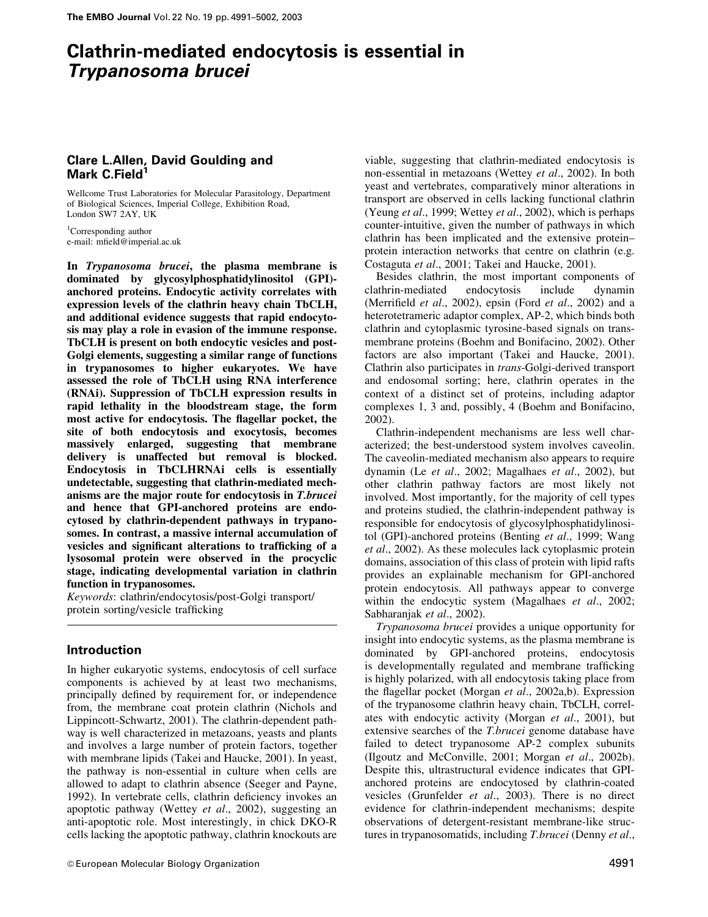# Clathrin-mediated endocytosis is essential in *Trypanosoma brucei*

**Clare L.Allen, David Goulding and Mark C.Field[1]**

Wellcome Trust Laboratories for Molecular Parasitology, Department of Biological Sciences, Imperial College, Exhibition Road, London SW7 2AY, UK

[1]Corresponding author
e-mail: mfield@imperial.ac.uk

**In *Trypanosoma brucei*, the plasma membrane is dominated by glycosylphosphatidylinositol (GPI)-anchored proteins. Endocytic activity correlates with expression levels of the clathrin heavy chain TbCLH, and additional evidence suggests that rapid endocytosis may play a role in evasion of the immune response. TbCLH is present on both endocytic vesicles and post-Golgi elements, suggesting a similar range of functions in trypanosomes to higher eukaryotes. We have assessed the role of TbCLH using RNA interference (RNAi). Suppression of TbCLH expression results in rapid lethality in the bloodstream stage, the form most active for endocytosis. The flagellar pocket, the site of both endocytosis and exocytosis, becomes massively enlarged, suggesting that membrane delivery is unaffected but removal is blocked. Endocytosis in TbCLHRNAi cells is essentially undetectable, suggesting that clathrin-mediated mechanisms are the major route for endocytosis in *T.brucei* and hence that GPI-anchored proteins are endocytosed by clathrin-dependent pathways in trypanosomes. In contrast, a massive internal accumulation of vesicles and significant alterations to trafficking of a lysosomal protein were observed in the procyclic stage, indicating developmental variation in clathrin function in trypanosomes.**

*Keywords*: clathrin/endocytosis/post-Golgi transport/protein sorting/vesicle trafficking

## Introduction

In higher eukaryotic systems, endocytosis of cell surface components is achieved by at least two mechanisms, principally defined by requirement for, or independence from, the membrane coat protein clathrin (Nichols and Lippincott-Schwartz, 2001). The clathrin-dependent pathway is well characterized in metazoans, yeasts and plants and involves a large number of protein factors, together with membrane lipids (Takei and Haucke, 2001). In yeast, the pathway is non-essential in culture when cells are allowed to adapt to clathrin absence (Seeger and Payne, 1992). In vertebrate cells, clathrin deficiency invokes an apoptotic pathway (Wettey *et al*., 2002), suggesting an anti-apoptotic role. Most interestingly, in chick DKO-R cells lacking the apoptotic pathway, clathrin knockouts are viable, suggesting that clathrin-mediated endocytosis is non-essential in metazoans (Wettey *et al*., 2002). In both yeast and vertebrates, comparatively minor alterations in transport are observed in cells lacking functional clathrin (Yeung *et al*., 1999; Wettey *et al*., 2002), which is perhaps counter-intuitive, given the number of pathways in which clathrin has been implicated and the extensive protein–protein interaction networks that centre on clathrin (e.g. Costaguta *et al*., 2001; Takei and Haucke, 2001).

Besides clathrin, the most important components of clathrin-mediated endocytosis include dynamin (Merrifield *et al*., 2002), epsin (Ford *et al*., 2002) and a heterotetrameric adaptor complex, AP-2, which binds both clathrin and cytoplasmic tyrosine-based signals on transmembrane proteins (Boehm and Bonifacino, 2002). Other factors are also important (Takei and Haucke, 2001). Clathrin also participates in *trans*-Golgi-derived transport and endosomal sorting; here, clathrin operates in the context of a distinct set of proteins, including adaptor complexes 1, 3 and, possibly, 4 (Boehm and Bonifacino, 2002).

Clathrin-independent mechanisms are less well characterized; the best-understood system involves caveolin. The caveolin-mediated mechanism also appears to require dynamin (Le *et al*., 2002; Magalhaes *et al*., 2002), but other clathrin pathway factors are most likely not involved. Most importantly, for the majority of cell types and proteins studied, the clathrin-independent pathway is responsible for endocytosis of glycosylphosphatidylinositol (GPI)-anchored proteins (Benting *et al*., 1999; Wang *et al*., 2002). As these molecules lack cytoplasmic protein domains, association of this class of protein with lipid rafts provides an explainable mechanism for GPI-anchored protein endocytosis. All pathways appear to converge within the endocytic system (Magalhaes *et al*., 2002; Sabharanjak *et al*., 2002).

*Trypanosoma brucei* provides a unique opportunity for insight into endocytic systems, as the plasma membrane is dominated by GPI-anchored proteins, endocytosis is developmentally regulated and membrane trafficking is highly polarized, with all endocytosis taking place from the flagellar pocket (Morgan *et al*., 2002a,b). Expression of the trypanosome clathrin heavy chain, TbCLH, correlates with endocytic activity (Morgan *et al*., 2001), but extensive searches of the *T.brucei* genome database have failed to detect trypanosome AP-2 complex subunits (Ilgoutz and McConville, 2001; Morgan *et al*., 2002b). Despite this, ultrastructural evidence indicates that GPI-anchored proteins are endocytosed by clathrin-coated vesicles (Grunfelder *et al*., 2003). There is no direct evidence for clathrin-independent mechanisms; despite observations of detergent-resistant membrane-like structures in trypanosomatids, including *T.brucei* (Denny *et al*.,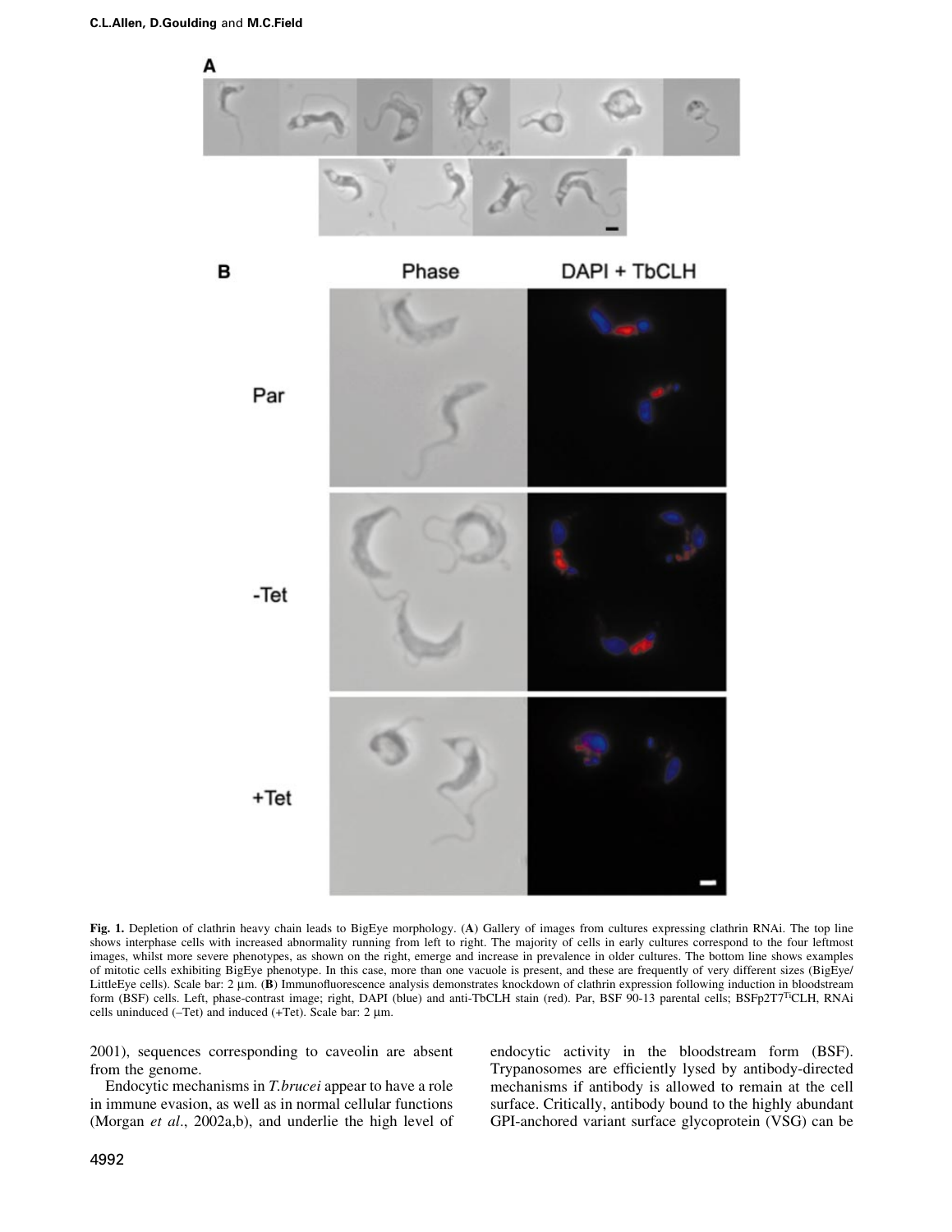Fig. 1. Depletion of clathrin heavy chain leads to BigEye morphology. (**A**) Gallery of images from cultures expressing clathrin RNAi. The top line shows interphase cells with increased abnormality running from left to right. The majority of cells in early cultures correspond to the four leftmost images, whilst more severe phenotypes, as shown on the right, emerge and increase in prevalence in older cultures. The bottom line shows examples of mitotic cells exhibiting BigEye phenotype. In this case, more than one vacuole is present, and these are frequently of very different sizes (BigEye/LittleEye cells). Scale bar: 2 µm. (**B**) Immunofluorescence analysis demonstrates knockdown of clathrin expression following induction in bloodstream form (BSF) cells. Left, phase-contrast image; right, DAPI (blue) and anti-TbCLH stain (red). Par, BSF 90-13 parental cells; BSFp2T7[Ti]CLH, RNAi cells uninduced (–Tet) and induced (+Tet). Scale bar: 2 µm.

2001), sequences corresponding to caveolin are absent from the genome.

Endocytic mechanisms in *T.brucei* appear to have a role in immune evasion, as well as in normal cellular functions (Morgan *et al*., 2002a,b), and underlie the high level of endocytic activity in the bloodstream form (BSF). Trypanosomes are efficiently lysed by antibody-directed mechanisms if antibody is allowed to remain at the cell surface. Critically, antibody bound to the highly abundant GPI-anchored variant surface glycoprotein (VSG) can be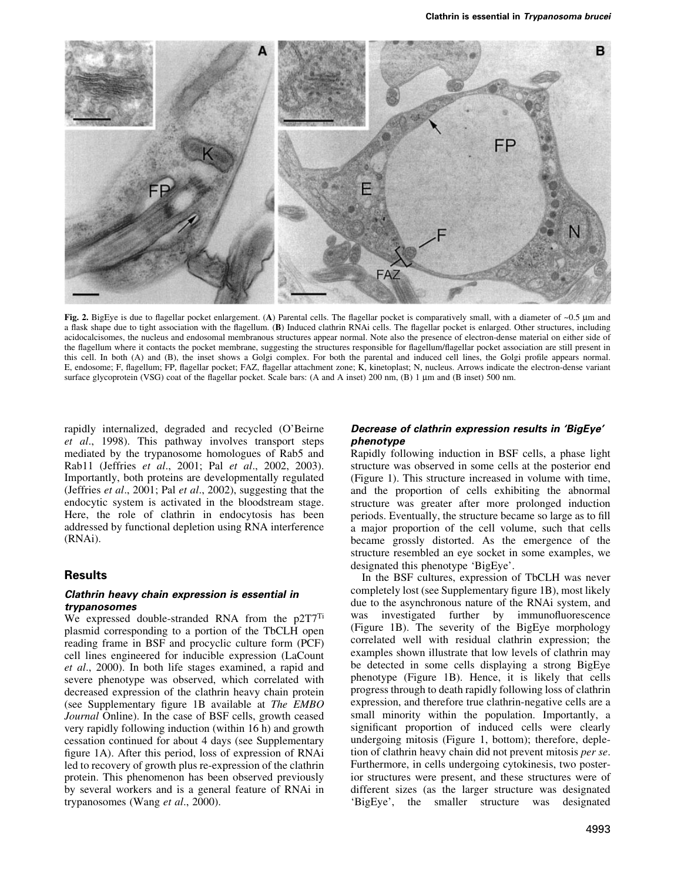Fig. 2. BigEye is due to flagellar pocket enlargement. (A) Parental cells. The flagellar pocket is comparatively small, with a diameter of ~0.5 μm and a flask shape due to tight association with the flagellum. (B) Induced clathrin RNAi cells. The flagellar pocket is enlarged. Other structures, including acidocalcisomes, the nucleus and endosomal membranous structures appear normal. Note also the presence of electron-dense material on either side of the flagellum where it contacts the pocket membrane, suggesting the structures responsible for flagellum/flagellar pocket association are still present in this cell. In both (A) and (B), the inset shows a Golgi complex. For both the parental and induced cell lines, the Golgi profile appears normal. E, endosome; F, flagellum; FP, flagellar pocket; FAZ, flagellar attachment zone; K, kinetoplast; N, nucleus. Arrows indicate the electron-dense variant surface glycoprotein (VSG) coat of the flagellar pocket. Scale bars: (A and A inset) 200 nm, (B) 1 μm and (B inset) 500 nm.

rapidly internalized, degraded and recycled (O'Beirne *et al*., 1998). This pathway involves transport steps mediated by the trypanosome homologues of Rab5 and Rab11 (Jeffries *et al*., 2001; Pal *et al*., 2002, 2003). Importantly, both proteins are developmentally regulated (Jeffries *et al*., 2001; Pal *et al*., 2002), suggesting that the endocytic system is activated in the bloodstream stage. Here, the role of clathrin in endocytosis has been addressed by functional depletion using RNA interference (RNAi).

## Results

### *Clathrin heavy chain expression is essential in trypanosomes*

We expressed double-stranded RNA from the p2T7$^{Ti}$ plasmid corresponding to a portion of the TbCLH open reading frame in BSF and procyclic culture form (PCF) cell lines engineered for inducible expression (LaCount *et al*., 2000). In both life stages examined, a rapid and severe phenotype was observed, which correlated with decreased expression of the clathrin heavy chain protein (see Supplementary figure 1B available at *The EMBO Journal* Online). In the case of BSF cells, growth ceased very rapidly following induction (within 16 h) and growth cessation continued for about 4 days (see Supplementary figure 1A). After this period, loss of expression of RNAi led to recovery of growth plus re-expression of the clathrin protein. This phenomenon has been observed previously by several workers and is a general feature of RNAi in trypanosomes (Wang *et al*., 2000).

### *Decrease of clathrin expression results in 'BigEye' phenotype*

Rapidly following induction in BSF cells, a phase light structure was observed in some cells at the posterior end (Figure 1). This structure increased in volume with time, and the proportion of cells exhibiting the abnormal structure was greater after more prolonged induction periods. Eventually, the structure became so large as to fill a major proportion of the cell volume, such that cells became grossly distorted. As the emergence of the structure resembled an eye socket in some examples, we designated this phenotype 'BigEye'.

In the BSF cultures, expression of TbCLH was never completely lost (see Supplementary figure 1B), most likely due to the asynchronous nature of the RNAi system, and was investigated further by immunofluorescence (Figure 1B). The severity of the BigEye morphology correlated well with residual clathrin expression; the examples shown illustrate that low levels of clathrin may be detected in some cells displaying a strong BigEye phenotype (Figure 1B). Hence, it is likely that cells progress through to death rapidly following loss of clathrin expression, and therefore true clathrin-negative cells are a small minority within the population. Importantly, a significant proportion of induced cells were clearly undergoing mitosis (Figure 1, bottom); therefore, depletion of clathrin heavy chain did not prevent mitosis *per se*. Furthermore, in cells undergoing cytokinesis, two posterior structures were present, and these structures were of different sizes (as the larger structure was designated 'BigEye', the smaller structure was designated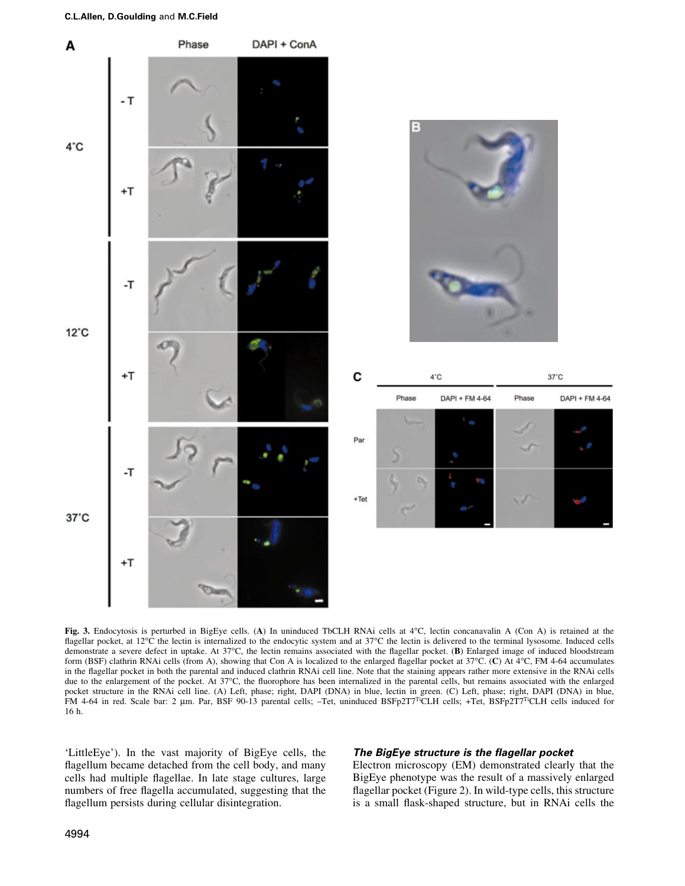Fig. 3. Endocytosis is perturbed in BigEye cells. (**A**) In uninduced TbCLH RNAi cells at 4°C, lectin concanavalin A (Con A) is retained at the flagellar pocket, at 12°C the lectin is internalized to the endocytic system and at 37°C the lectin is delivered to the terminal lysosome. Induced cells demonstrate a severe defect in uptake. At 37°C, the lectin remains associated with the flagellar pocket. (**B**) Enlarged image of induced bloodstream form (BSF) clathrin RNAi cells (from A), showing that Con A is localized to the enlarged flagellar pocket at 37°C. (**C**) At 4°C, FM 4-64 accumulates in the flagellar pocket in both the parental and induced clathrin RNAi cell line. Note that the staining appears rather more extensive in the RNAi cells due to the enlargement of the pocket. At 37°C, the fluorophore has been internalized in the parental cells, but remains associated with the enlarged pocket structure in the RNAi cell line. (A) Left, phase; right, DAPI (DNA) in blue, lectin in green. (C) Left, phase; right, DAPI (DNA) in blue, FM 4-64 in red. Scale bar: 2 µm. Par, BSF 90-13 parental cells; –Tet, uninduced BSFp2T7$^{Ti}$CLH cells; +Tet, BSFp2T7$^{Ti}$CLH cells induced for 16 h.

'LittleEye'). In the vast majority of BigEye cells, the flagellum became detached from the cell body, and many cells had multiple flagellae. In late stage cultures, large numbers of free flagella accumulated, suggesting that the flagellum persists during cellular disintegration.

### *The BigEye structure is the flagellar pocket*

Electron microscopy (EM) demonstrated clearly that the BigEye phenotype was the result of a massively enlarged flagellar pocket (Figure 2). In wild-type cells, this structure is a small flask-shaped structure, but in RNAi cells the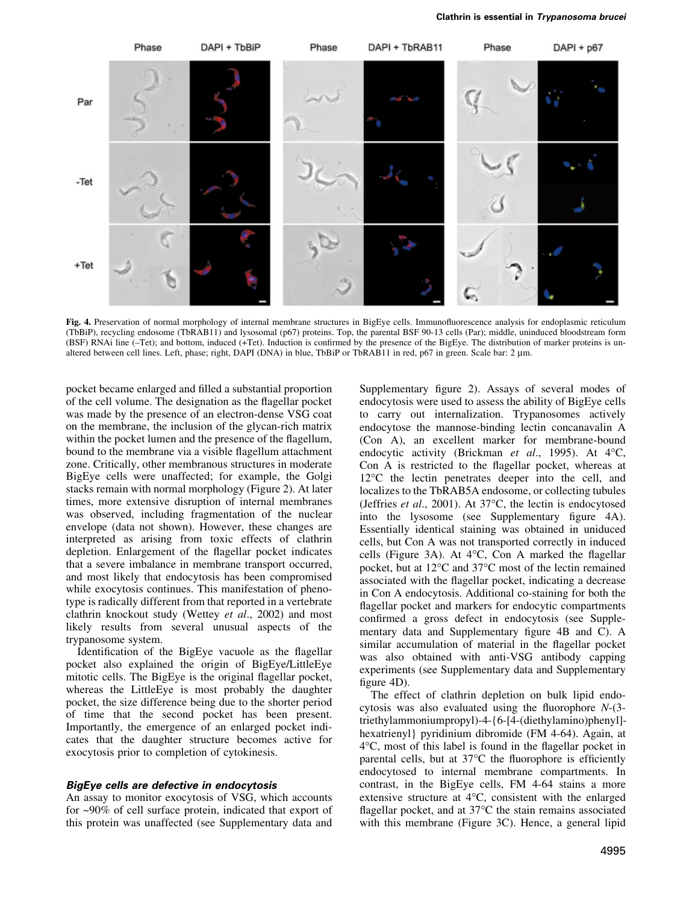**Fig. 4.** Preservation of normal morphology of internal membrane structures in BigEye cells. Immunofluorescence analysis for endoplasmic reticulum (TbBiP), recycling endosome (TbRAB11) and lysosomal (p67) proteins. Top, the parental BSF 90-13 cells (Par); middle, uninduced bloodstream form (BSF) RNAi line (–Tet); and bottom, induced (+Tet). Induction is confirmed by the presence of the BigEye. The distribution of marker proteins is unaltered between cell lines. Left, phase; right, DAPI (DNA) in blue, TbBiP or TbRAB11 in red, p67 in green. Scale bar: 2 µm.

pocket became enlarged and filled a substantial proportion of the cell volume. The designation as the flagellar pocket was made by the presence of an electron-dense VSG coat on the membrane, the inclusion of the glycan-rich matrix within the pocket lumen and the presence of the flagellum, bound to the membrane via a visible flagellum attachment zone. Critically, other membranous structures in moderate BigEye cells were unaffected; for example, the Golgi stacks remain with normal morphology (Figure 2). At later times, more extensive disruption of internal membranes was observed, including fragmentation of the nuclear envelope (data not shown). However, these changes are interpreted as arising from toxic effects of clathrin depletion. Enlargement of the flagellar pocket indicates that a severe imbalance in membrane transport occurred, and most likely that endocytosis has been compromised while exocytosis continues. This manifestation of phenotype is radically different from that reported in a vertebrate clathrin knockout study (Wettey *et al*., 2002) and most likely results from several unusual aspects of the trypanosome system.

Identification of the BigEye vacuole as the flagellar pocket also explained the origin of BigEye/LittleEye mitotic cells. The BigEye is the original flagellar pocket, whereas the LittleEye is most probably the daughter pocket, the size difference being due to the shorter period of time that the second pocket has been present. Importantly, the emergence of an enlarged pocket indicates that the daughter structure becomes active for exocytosis prior to completion of cytokinesis.

### BigEye cells are defective in endocytosis

An assay to monitor exocytosis of VSG, which accounts for ~90% of cell surface protein, indicated that export of this protein was unaffected (see Supplementary data and Supplementary figure 2). Assays of several modes of endocytosis were used to assess the ability of BigEye cells to carry out internalization. Trypanosomes actively endocytose the mannose-binding lectin concanavalin A (Con A), an excellent marker for membrane-bound endocytic activity (Brickman *et al*., 1995). At 4°C, Con A is restricted to the flagellar pocket, whereas at 12°C the lectin penetrates deeper into the cell, and localizes to the TbRAB5A endosome, or collecting tubules (Jeffries *et al*., 2001). At 37°C, the lectin is endocytosed into the lysosome (see Supplementary figure 4A). Essentially identical staining was obtained in uninduced cells, but Con A was not transported correctly in induced cells (Figure 3A). At 4°C, Con A marked the flagellar pocket, but at 12°C and 37°C most of the lectin remained associated with the flagellar pocket, indicating a decrease in Con A endocytosis. Additional co-staining for both the flagellar pocket and markers for endocytic compartments confirmed a gross defect in endocytosis (see Supplementary data and Supplementary figure 4B and C). A similar accumulation of material in the flagellar pocket was also obtained with anti-VSG antibody capping experiments (see Supplementary data and Supplementary figure 4D).

The effect of clathrin depletion on bulk lipid endocytosis was also evaluated using the fluorophore *N*-(3-triethylammoniumpropyl)-4-{6-[4-(diethylamino)phenyl]-hexatrienyl} pyridinium dibromide (FM 4-64). Again, at 4°C, most of this label is found in the flagellar pocket in parental cells, but at 37°C the fluorophore is efficiently endocytosed to internal membrane compartments. In contrast, in the BigEye cells, FM 4-64 stains a more extensive structure at 4°C, consistent with the enlarged flagellar pocket, and at 37°C the stain remains associated with this membrane (Figure 3C). Hence, a general lipid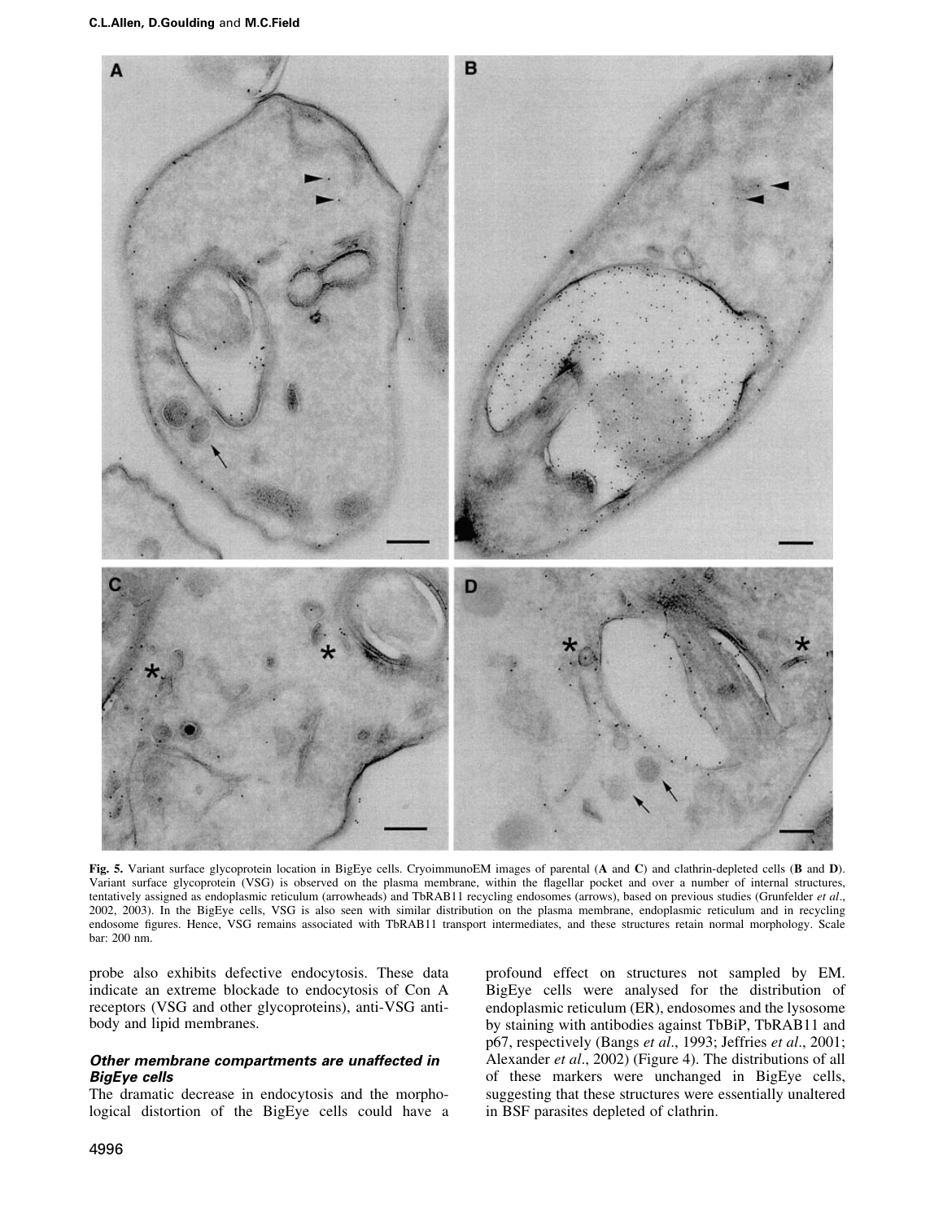**Fig. 5.** Variant surface glycoprotein location in BigEye cells. CryoimmunoEM images of parental (**A** and **C**) and clathrin-depleted cells (**B** and **D**). Variant surface glycoprotein (VSG) is observed on the plasma membrane, within the flagellar pocket and over a number of internal structures, tentatively assigned as endoplasmic reticulum (arrowheads) and TbRAB11 recycling endosomes (arrows), based on previous studies (Grunfelder *et al*., 2002, 2003). In the BigEye cells, VSG is also seen with similar distribution on the plasma membrane, endoplasmic reticulum and in recycling endosome figures. Hence, VSG remains associated with TbRAB11 transport intermediates, and these structures retain normal morphology. Scale bar: 200 nm.

probe also exhibits defective endocytosis. These data indicate an extreme blockade to endocytosis of Con A receptors (VSG and other glycoproteins), anti-VSG antibody and lipid membranes.

### *Other membrane compartments are unaffected in BigEye cells*

The dramatic decrease in endocytosis and the morphological distortion of the BigEye cells could have a profound effect on structures not sampled by EM. BigEye cells were analysed for the distribution of endoplasmic reticulum (ER), endosomes and the lysosome by staining with antibodies against TbBiP, TbRAB11 and p67, respectively (Bangs *et al*., 1993; Jeffries *et al*., 2001; Alexander *et al*., 2002) (Figure 4). The distributions of all of these markers were unchanged in BigEye cells, suggesting that these structures were essentially unaltered in BSF parasites depleted of clathrin.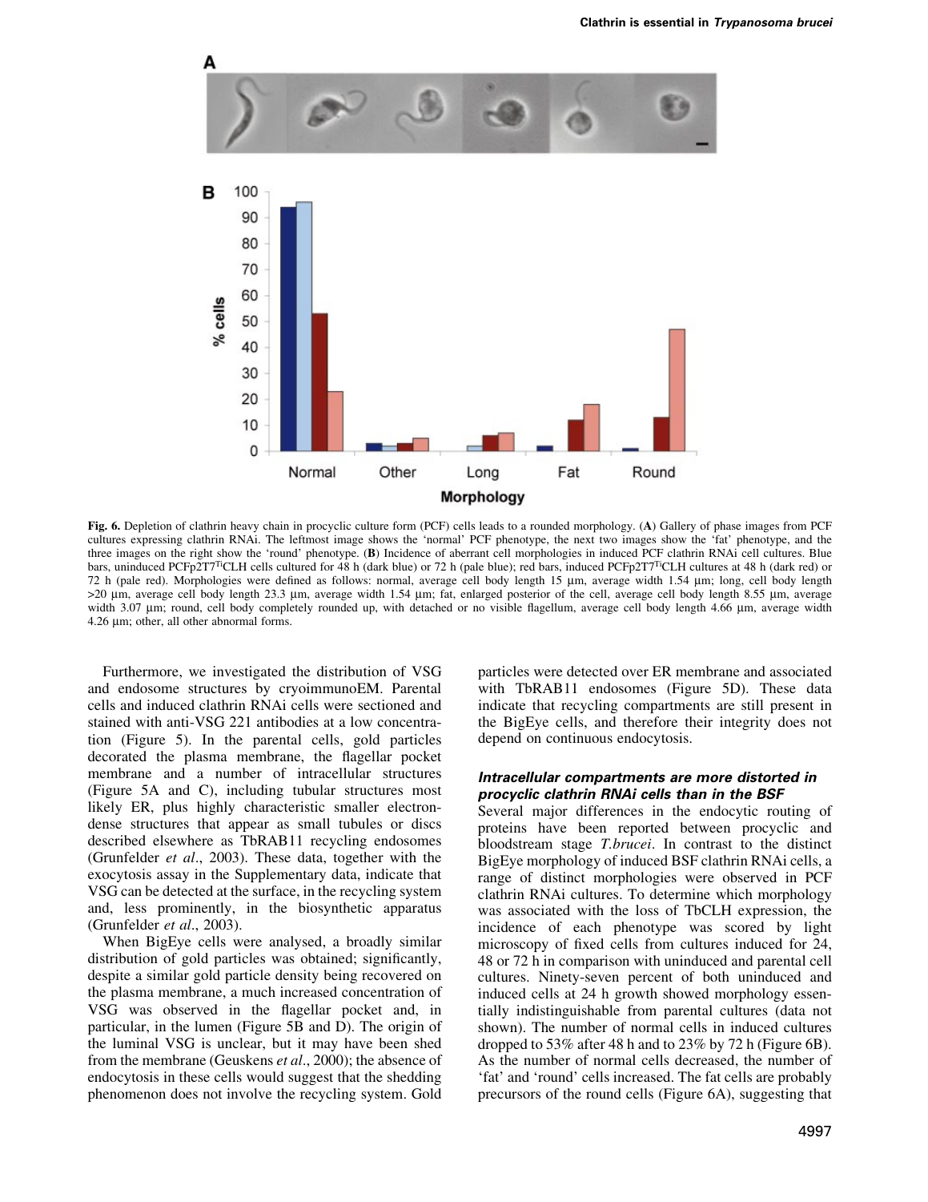**Fig. 6.** Depletion of clathrin heavy chain in procyclic culture form (PCF) cells leads to a rounded morphology. (**A**) Gallery of phase images from PCF cultures expressing clathrin RNAi. The leftmost image shows the 'normal' PCF phenotype, the next two images show the 'fat' phenotype, and the three images on the right show the 'round' phenotype. (**B**) Incidence of aberrant cell morphologies in induced PCF clathrin RNAi cell cultures. Blue bars, uninduced PCFp2T7$^{Ti}$CLH cells cultured for 48 h (dark blue) or 72 h (pale blue); red bars, induced PCFp2T7$^{Ti}$CLH cultures at 48 h (dark red) or 72 h (pale red). Morphologies were defined as follows: normal, average cell body length 15 µm, average width 1.54 µm; long, cell body length >20 µm, average cell body length 23.3 µm, average width 1.54 µm; fat, enlarged posterior of the cell, average cell body length 8.55 µm, average width 3.07 µm; round, cell body completely rounded up, with detached or no visible flagellum, average cell body length 4.66 µm, average width 4.26 µm; other, all other abnormal forms.

Furthermore, we investigated the distribution of VSG and endosome structures by cryoimmunoEM. Parental cells and induced clathrin RNAi cells were sectioned and stained with anti-VSG 221 antibodies at a low concentration (Figure 5). In the parental cells, gold particles decorated the plasma membrane, the flagellar pocket membrane and a number of intracellular structures (Figure 5A and C), including tubular structures most likely ER, plus highly characteristic smaller electron-dense structures that appear as small tubules or discs described elsewhere as TbRAB11 recycling endosomes (Grunfelder *et al*., 2003). These data, together with the exocytosis assay in the Supplementary data, indicate that VSG can be detected at the surface, in the recycling system and, less prominently, in the biosynthetic apparatus (Grunfelder *et al*., 2003).

When BigEye cells were analysed, a broadly similar distribution of gold particles was obtained; significantly, despite a similar gold particle density being recovered on the plasma membrane, a much increased concentration of VSG was observed in the flagellar pocket and, in particular, in the lumen (Figure 5B and D). The origin of the luminal VSG is unclear, but it may have been shed from the membrane (Geuskens *et al*., 2000); the absence of endocytosis in these cells would suggest that the shedding phenomenon does not involve the recycling system. Gold particles were detected over ER membrane and associated with TbRAB11 endosomes (Figure 5D). These data indicate that recycling compartments are still present in the BigEye cells, and therefore their integrity does not depend on continuous endocytosis.

### *Intracellular compartments are more distorted in procyclic clathrin RNAi cells than in the BSF*

Several major differences in the endocytic routing of proteins have been reported between procyclic and bloodstream stage *T.brucei*. In contrast to the distinct BigEye morphology of induced BSF clathrin RNAi cells, a range of distinct morphologies were observed in PCF clathrin RNAi cultures. To determine which morphology was associated with the loss of TbCLH expression, the incidence of each phenotype was scored by light microscopy of fixed cells from cultures induced for 24, 48 or 72 h in comparison with uninduced and parental cell cultures. Ninety-seven percent of both uninduced and induced cells at 24 h growth showed morphology essentially indistinguishable from parental cultures (data not shown). The number of normal cells in induced cultures dropped to 53% after 48 h and to 23% by 72 h (Figure 6B). As the number of normal cells decreased, the number of 'fat' and 'round' cells increased. The fat cells are probably precursors of the round cells (Figure 6A), suggesting that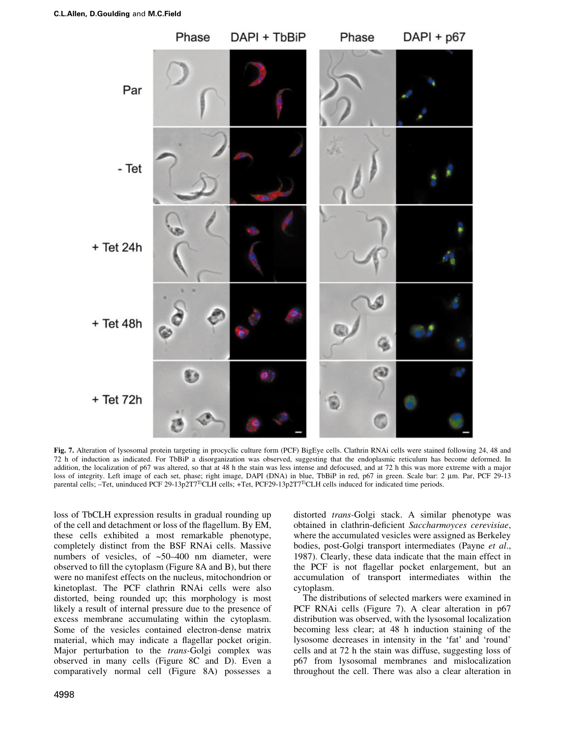Fig. 7. Alteration of lysosomal protein targeting in procyclic culture form (PCF) BigEye cells. Clathrin RNAi cells were stained following 24, 48 and 72 h of induction as indicated. For TbBiP a disorganization was observed, suggesting that the endoplasmic reticulum has become deformed. In addition, the localization of p67 was altered, so that at 48 h the stain was less intense and defocused, and at 72 h this was more extreme with a major loss of integrity. Left image of each set, phase; right image, DAPI (DNA) in blue, TbBiP in red, p67 in green. Scale bar: 2 µm. Par, PCF 29-13 parental cells; –Tet, uninduced PCF 29-13p2T7$^{Ti}$CLH cells; +Tet, PCF29-13p2T7$^{Ti}$CLH cells induced for indicated time periods.

loss of TbCLH expression results in gradual rounding up of the cell and detachment or loss of the flagellum. By EM, these cells exhibited a most remarkable phenotype, completely distinct from the BSF RNAi cells. Massive numbers of vesicles, of ~50–400 nm diameter, were observed to fill the cytoplasm (Figure 8A and B), but there were no manifest effects on the nucleus, mitochondrion or kinetoplast. The PCF clathrin RNAi cells were also distorted, being rounded up; this morphology is most likely a result of internal pressure due to the presence of excess membrane accumulating within the cytoplasm. Some of the vesicles contained electron-dense matrix material, which may indicate a flagellar pocket origin. Major perturbation to the *trans*-Golgi complex was observed in many cells (Figure 8C and D). Even a comparatively normal cell (Figure 8A) possesses a distorted *trans*-Golgi stack. A similar phenotype was obtained in clathrin-deficient *Saccharmoyces cerevisiae*, where the accumulated vesicles were assigned as Berkeley bodies, post-Golgi transport intermediates (Payne *et al*., 1987). Clearly, these data indicate that the main effect in the PCF is not flagellar pocket enlargement, but an accumulation of transport intermediates within the cytoplasm.

The distributions of selected markers were examined in PCF RNAi cells (Figure 7). A clear alteration in p67 distribution was observed, with the lysosomal localization becoming less clear; at 48 h induction staining of the lysosome decreases in intensity in the 'fat' and 'round' cells and at 72 h the stain was diffuse, suggesting loss of p67 from lysosomal membranes and mislocalization throughout the cell. There was also a clear alteration in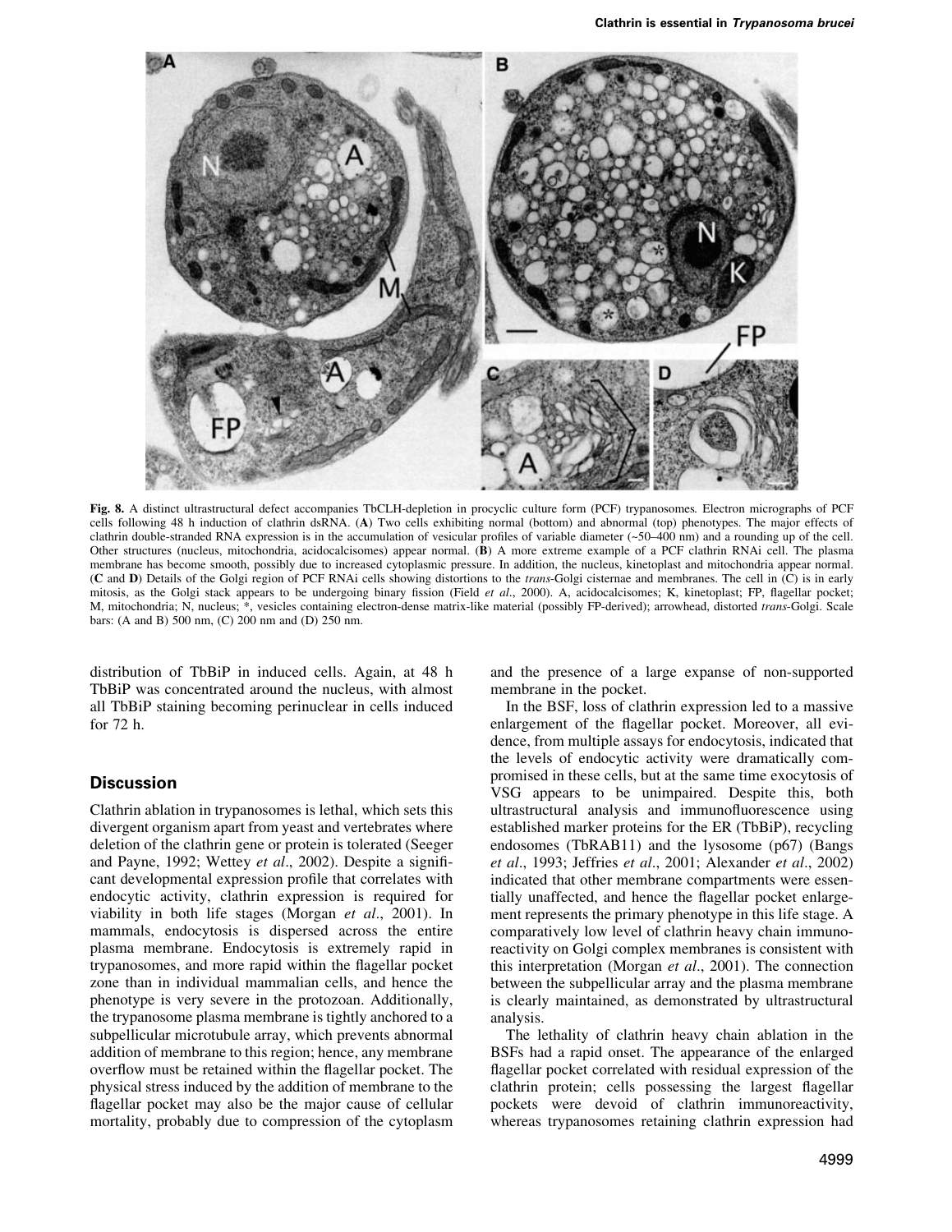Fig. 8. A distinct ultrastructural defect accompanies TbCLH-depletion in procyclic culture form (PCF) trypanosomes. Electron micrographs of PCF cells following 48 h induction of clathrin dsRNA. (**A**) Two cells exhibiting normal (bottom) and abnormal (top) phenotypes. The major effects of clathrin double-stranded RNA expression is in the accumulation of vesicular profiles of variable diameter (~50–400 nm) and a rounding up of the cell. Other structures (nucleus, mitochondria, acidocalcisomes) appear normal. (**B**) A more extreme example of a PCF clathrin RNAi cell. The plasma membrane has become smooth, possibly due to increased cytoplasmic pressure. In addition, the nucleus, kinetoplast and mitochondria appear normal. (**C** and **D**) Details of the Golgi region of PCF RNAi cells showing distortions to the *trans*-Golgi cisternae and membranes. The cell in (C) is in early mitosis, as the Golgi stack appears to be undergoing binary fission (Field *et al*., 2000). A, acidocalcisomes; K, kinetoplast; FP, flagellar pocket; M, mitochondria; N, nucleus; *, vesicles containing electron-dense matrix-like material (possibly FP-derived); arrowhead, distorted *trans*-Golgi. Scale bars: (A and B) 500 nm, (C) 200 nm and (D) 250 nm.

distribution of TbBiP in induced cells. Again, at 48 h TbBiP was concentrated around the nucleus, with almost all TbBiP staining becoming perinuclear in cells induced for 72 h.

## Discussion

Clathrin ablation in trypanosomes is lethal, which sets this divergent organism apart from yeast and vertebrates where deletion of the clathrin gene or protein is tolerated (Seeger and Payne, 1992; Wettey *et al*., 2002). Despite a significant developmental expression profile that correlates with endocytic activity, clathrin expression is required for viability in both life stages (Morgan *et al*., 2001). In mammals, endocytosis is dispersed across the entire plasma membrane. Endocytosis is extremely rapid in trypanosomes, and more rapid within the flagellar pocket zone than in individual mammalian cells, and hence the phenotype is very severe in the protozoan. Additionally, the trypanosome plasma membrane is tightly anchored to a subpellicular microtubule array, which prevents abnormal addition of membrane to this region; hence, any membrane overflow must be retained within the flagellar pocket. The physical stress induced by the addition of membrane to the flagellar pocket may also be the major cause of cellular mortality, probably due to compression of the cytoplasm and the presence of a large expanse of non-supported membrane in the pocket.

In the BSF, loss of clathrin expression led to a massive enlargement of the flagellar pocket. Moreover, all evidence, from multiple assays for endocytosis, indicated that the levels of endocytic activity were dramatically compromised in these cells, but at the same time exocytosis of VSG appears to be unimpaired. Despite this, both ultrastructural analysis and immunofluorescence using established marker proteins for the ER (TbBiP), recycling endosomes (TbRAB11) and the lysosome (p67) (Bangs *et al*., 1993; Jeffries *et al*., 2001; Alexander *et al*., 2002) indicated that other membrane compartments were essentially unaffected, and hence the flagellar pocket enlargement represents the primary phenotype in this life stage. A comparatively low level of clathrin heavy chain immunoreactivity on Golgi complex membranes is consistent with this interpretation (Morgan *et al*., 2001). The connection between the subpellicular array and the plasma membrane is clearly maintained, as demonstrated by ultrastructural analysis.

The lethality of clathrin heavy chain ablation in the BSFs had a rapid onset. The appearance of the enlarged flagellar pocket correlated with residual expression of the clathrin protein; cells possessing the largest flagellar pockets were devoid of clathrin immunoreactivity, whereas trypanosomes retaining clathrin expression had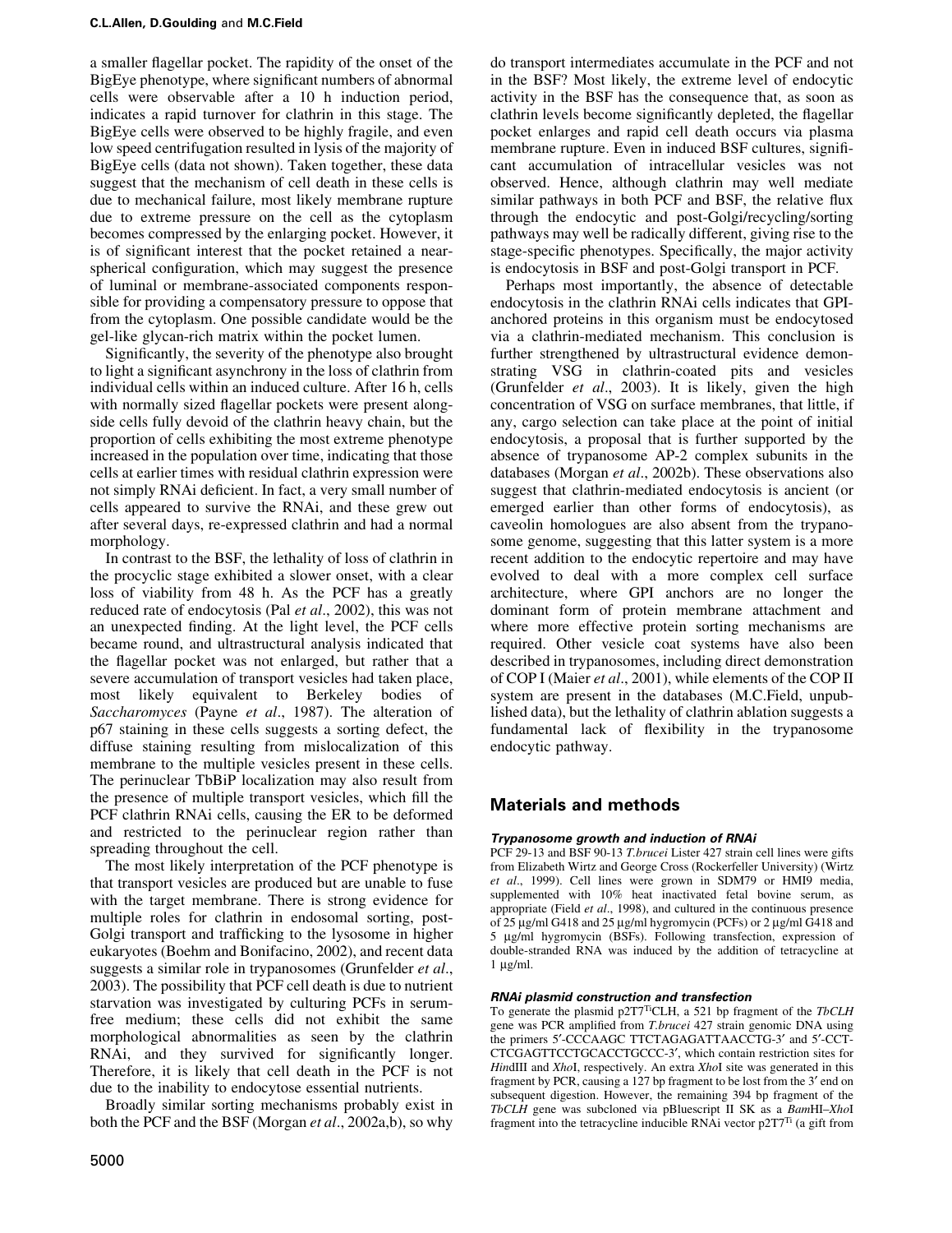a smaller flagellar pocket. The rapidity of the onset of the BigEye phenotype, where significant numbers of abnormal cells were observable after a 10 h induction period, indicates a rapid turnover for clathrin in this stage. The BigEye cells were observed to be highly fragile, and even low speed centrifugation resulted in lysis of the majority of BigEye cells (data not shown). Taken together, these data suggest that the mechanism of cell death in these cells is due to mechanical failure, most likely membrane rupture due to extreme pressure on the cell as the cytoplasm becomes compressed by the enlarging pocket. However, it is of significant interest that the pocket retained a near-spherical configuration, which may suggest the presence of luminal or membrane-associated components responsible for providing a compensatory pressure to oppose that from the cytoplasm. One possible candidate would be the gel-like glycan-rich matrix within the pocket lumen.

Significantly, the severity of the phenotype also brought to light a significant asynchrony in the loss of clathrin from individual cells within an induced culture. After 16 h, cells with normally sized flagellar pockets were present alongside cells fully devoid of the clathrin heavy chain, but the proportion of cells exhibiting the most extreme phenotype increased in the population over time, indicating that those cells at earlier times with residual clathrin expression were not simply RNAi deficient. In fact, a very small number of cells appeared to survive the RNAi, and these grew out after several days, re-expressed clathrin and had a normal morphology.

In contrast to the BSF, the lethality of loss of clathrin in the procyclic stage exhibited a slower onset, with a clear loss of viability from 48 h. As the PCF has a greatly reduced rate of endocytosis (Pal *et al*., 2002), this was not an unexpected finding. At the light level, the PCF cells became round, and ultrastructural analysis indicated that the flagellar pocket was not enlarged, but rather that a severe accumulation of transport vesicles had taken place, most likely equivalent to Berkeley bodies of *Saccharomyces* (Payne *et al*., 1987). The alteration of p67 staining in these cells suggests a sorting defect, the diffuse staining resulting from mislocalization of this membrane to the multiple vesicles present in these cells. The perinuclear TbBiP localization may also result from the presence of multiple transport vesicles, which fill the PCF clathrin RNAi cells, causing the ER to be deformed and restricted to the perinuclear region rather than spreading throughout the cell.

The most likely interpretation of the PCF phenotype is that transport vesicles are produced but are unable to fuse with the target membrane. There is strong evidence for multiple roles for clathrin in endosomal sorting, post-Golgi transport and trafficking to the lysosome in higher eukaryotes (Boehm and Bonifacino, 2002), and recent data suggests a similar role in trypanosomes (Grunfelder *et al*., 2003). The possibility that PCF cell death is due to nutrient starvation was investigated by culturing PCFs in serum-free medium; these cells did not exhibit the same morphological abnormalities as seen by the clathrin RNAi, and they survived for significantly longer. Therefore, it is likely that cell death in the PCF is not due to the inability to endocytose essential nutrients.

Broadly similar sorting mechanisms probably exist in both the PCF and the BSF (Morgan *et al*., 2002a,b), so why do transport intermediates accumulate in the PCF and not in the BSF? Most likely, the extreme level of endocytic activity in the BSF has the consequence that, as soon as clathrin levels become significantly depleted, the flagellar pocket enlarges and rapid cell death occurs via plasma membrane rupture. Even in induced BSF cultures, significant accumulation of intracellular vesicles was not observed. Hence, although clathrin may well mediate similar pathways in both PCF and BSF, the relative flux through the endocytic and post-Golgi/recycling/sorting pathways may well be radically different, giving rise to the stage-specific phenotypes. Specifically, the major activity is endocytosis in BSF and post-Golgi transport in PCF.

Perhaps most importantly, the absence of detectable endocytosis in the clathrin RNAi cells indicates that GPI-anchored proteins in this organism must be endocytosed via a clathrin-mediated mechanism. This conclusion is further strengthened by ultrastructural evidence demonstrating VSG in clathrin-coated pits and vesicles (Grunfelder *et al*., 2003). It is likely, given the high concentration of VSG on surface membranes, that little, if any, cargo selection can take place at the point of initial endocytosis, a proposal that is further supported by the absence of trypanosome AP-2 complex subunits in the databases (Morgan *et al*., 2002b). These observations also suggest that clathrin-mediated endocytosis is ancient (or emerged earlier than other forms of endocytosis), as caveolin homologues are also absent from the trypanosome genome, suggesting that this latter system is a more recent addition to the endocytic repertoire and may have evolved to deal with a more complex cell surface architecture, where GPI anchors are no longer the dominant form of protein membrane attachment and where more effective protein sorting mechanisms are required. Other vesicle coat systems have also been described in trypanosomes, including direct demonstration of COP I (Maier *et al*., 2001), while elements of the COP II system are present in the databases (M.C.Field, unpublished data), but the lethality of clathrin ablation suggests a fundamental lack of flexibility in the trypanosome endocytic pathway.

## Materials and methods

### *Trypanosome growth and induction of RNAi*

PCF 29-13 and BSF 90-13 *T.brucei* Lister 427 strain cell lines were gifts from Elizabeth Wirtz and George Cross (Rockerfeller University) (Wirtz *et al*., 1999). Cell lines were grown in SDM79 or HMI9 media, supplemented with 10% heat inactivated fetal bovine serum, as appropriate (Field *et al*., 1998), and cultured in the continuous presence of 25 μg/ml G418 and 25 μg/ml hygromycin (PCFs) or 2 μg/ml G418 and 5 μg/ml hygromycin (BSFs). Following transfection, expression of double-stranded RNA was induced by the addition of tetracycline at 1 μg/ml.

### *RNAi plasmid construction and transfection*

To generate the plasmid p2T7$^{Ti}$CLH, a 521 bp fragment of the *TbCLH* gene was PCR amplified from *T.brucei* 427 strain genomic DNA using the primers 5′-CCCAAGC TTCTAGAGATTAACCTG-3′ and 5′-CCT-CTCGAGTTCCTGCACCTGCCC-3′, which contain restriction sites for *Hin*dIII and *Xho*I, respectively. An extra *Xho*I site was generated in this fragment by PCR, causing a 127 bp fragment to be lost from the 3′ end on subsequent digestion. However, the remaining 394 bp fragment of the *TbCLH* gene was subcloned via pBluescript II SK as a *Bam*HI–*Xho*I fragment into the tetracycline inducible RNAi vector p2T7$^{Ti}$ (a gift from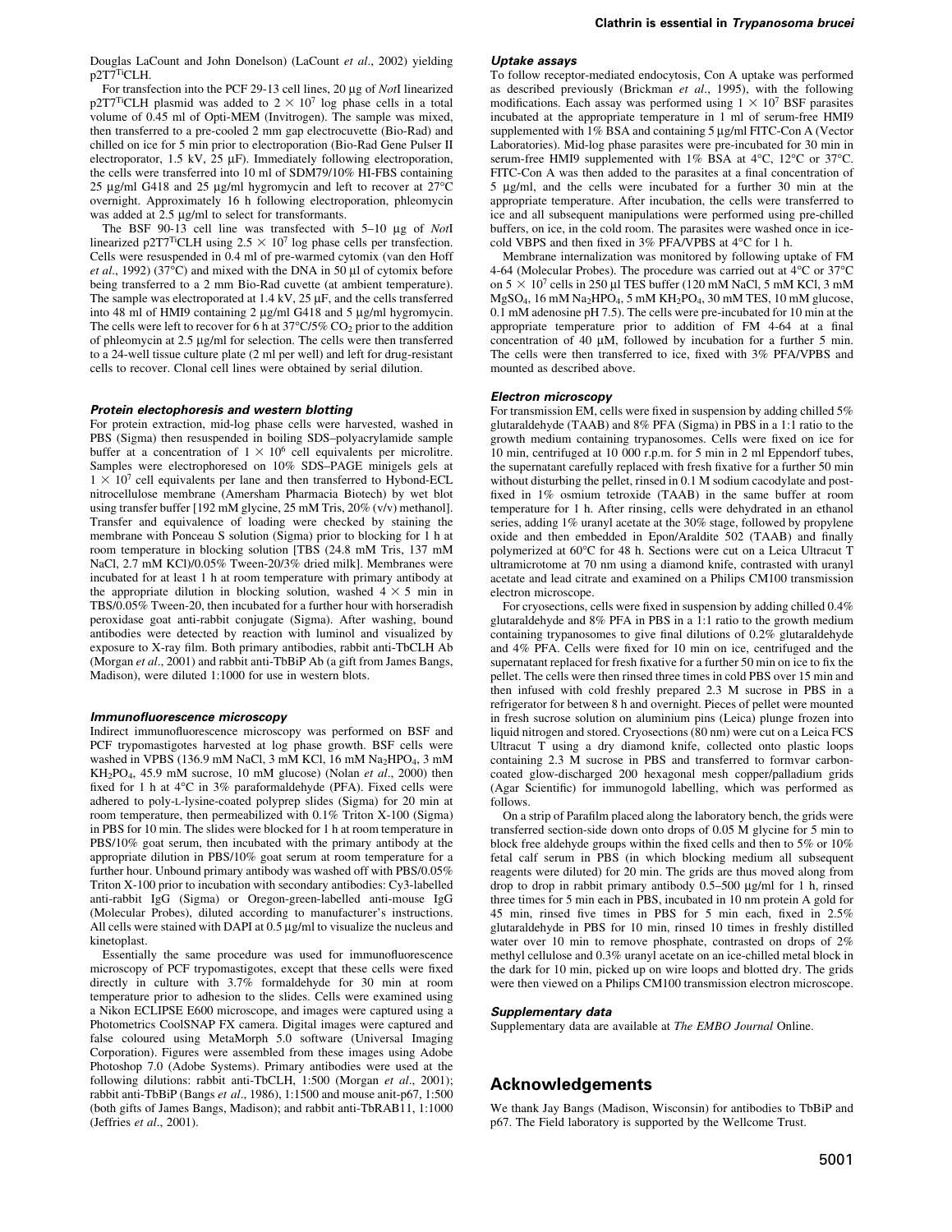Douglas LaCount and John Donelson) (LaCount *et al*., 2002) yielding p2T7$^{Ti}$CLH.

For transfection into the PCF 29-13 cell lines, 20 μg of *Not*I linearized p2T7$^{Ti}$CLH plasmid was added to $2 \times 10^7$ log phase cells in a total volume of 0.45 ml of Opti-MEM (Invitrogen). The sample was mixed, then transferred to a pre-cooled 2 mm gap electrocuvette (Bio-Rad) and chilled on ice for 5 min prior to electroporation (Bio-Rad Gene Pulser II electroporator, 1.5 kV, 25 μF). Immediately following electroporation, the cells were transferred into 10 ml of SDM79/10% HI-FBS containing 25 μg/ml G418 and 25 μg/ml hygromycin and left to recover at 27°C overnight. Approximately 16 h following electroporation, phleomycin was added at 2.5 μg/ml to select for transformants.

The BSF 90-13 cell line was transfected with 5–10 μg of *Not*I linearized p2T7$^{Ti}$CLH using $2.5 \times 10^6$ log phase cells per transfection. Cells were resuspended in 0.4 ml of pre-warmed cytomix (van den Hoff *et al*., 1992) (37°C) and mixed with the DNA in 50 μl of cytomix before being transferred to a 2 mm Bio-Rad cuvette (at ambient temperature). The sample was electroporated at 1.4 kV, 25 μF, and the cells transferred into 48 ml of HMI9 containing 2 μg/ml G418 and 5 μg/ml hygromycin. The cells were left to recover for 6 h at 37°C/5% $CO_2$ prior to the addition of phleomycin at 2.5 μg/ml for selection. The cells were then transferred to a 24-well tissue culture plate (2 ml per well) and left for drug-resistant cells to recover. Clonal cell lines were obtained by serial dilution.

### Protein electophoresis and western blotting

For protein extraction, mid-log phase cells were harvested, washed in PBS (Sigma) then resuspended in boiling SDS–polyacrylamide sample buffer at a concentration of $1 \times 10^6$ cell equivalents per microlitre. Samples were electrophoresed on 10% SDS–PAGE minigels gels at $1 \times 10^7$ cell equivalents per lane and then transferred to Hybond-ECL nitrocellulose membrane (Amersham Pharmacia Biotech) by wet blot using transfer buffer [192 mM glycine, 25 mM Tris, 20% (v/v) methanol]. Transfer and equivalence of loading were checked by staining the membrane with Ponceau S solution (Sigma) prior to blocking for 1 h at room temperature in blocking solution [TBS (24.8 mM Tris, 137 mM NaCl, 2.7 mM KCl)/0.05% Tween-20/3% dried milk]. Membranes were incubated for at least 1 h at room temperature with primary antibody at the appropriate dilution in blocking solution, washed $4 \times 5$ min in TBS/0.05% Tween-20, then incubated for a further hour with horseradish peroxidase goat anti-rabbit conjugate (Sigma). After washing, bound antibodies were detected by reaction with luminol and visualized by exposure to X-ray film. Both primary antibodies, rabbit anti-TbCLH Ab (Morgan *et al*., 2001) and rabbit anti-TbBiP Ab (a gift from James Bangs, Madison), were diluted 1:1000 for use in western blots.

### Immunofluorescence microscopy

Indirect immunofluorescence microscopy was performed on BSF and PCF trypomastigotes harvested at log phase growth. BSF cells were washed in VPBS (136.9 mM NaCl, 3 mM KCl, 16 mM $Na_2HPO_4$, 3 mM $KH_2PO_4$, 45.9 mM sucrose, 10 mM glucose) (Nolan *et al*., 2000) then fixed for 1 h at 4°C in 3% paraformaldehyde (PFA). Fixed cells were adhered to poly-L-lysine-coated polyprep slides (Sigma) for 20 min at room temperature, then permeabilized with 0.1% Triton X-100 (Sigma) in PBS for 10 min. The slides were blocked for 1 h at room temperature in PBS/10% goat serum, then incubated with the primary antibody at the appropriate dilution in PBS/10% goat serum at room temperature for a further hour. Unbound primary antibody was washed off with PBS/0.05% Triton X-100 prior to incubation with secondary antibodies: Cy3-labelled anti-rabbit IgG (Sigma) or Oregon-green-labelled anti-mouse IgG (Molecular Probes), diluted according to manufacturer's instructions. All cells were stained with DAPI at 0.5 μg/ml to visualize the nucleus and kinetoplast.

Essentially the same procedure was used for immunofluorescence microscopy of PCF trypomastigotes, except that these cells were fixed directly in culture with 3.7% formaldehyde for 30 min at room temperature prior to adhesion to the slides. Cells were examined using a Nikon ECLIPSE E600 microscope, and images were captured using a Photometrics CoolSNAP FX camera. Digital images were captured and false coloured using MetaMorph 5.0 software (Universal Imaging Corporation). Figures were assembled from these images using Adobe Photoshop 7.0 (Adobe Systems). Primary antibodies were used at the following dilutions: rabbit anti-TbCLH, 1:500 (Morgan *et al*., 2001); rabbit anti-TbBiP (Bangs *et al*., 1986), 1:1500 and mouse anit-p67, 1:500 (both gifts of James Bangs, Madison); and rabbit anti-TbRAB11, 1:1000 (Jeffries *et al*., 2001).

### Uptake assays

To follow receptor-mediated endocytosis, Con A uptake was performed as described previously (Brickman *et al*., 1995), with the following modifications. Each assay was performed using $1 \times 10^7$ BSF parasites incubated at the appropriate temperature in 1 ml of serum-free HMI9 supplemented with 1% BSA and containing 5 μg/ml FITC-Con A (Vector Laboratories). Mid-log phase parasites were pre-incubated for 30 min in serum-free HMI9 supplemented with 1% BSA at 4°C, 12°C or 37°C. FITC-Con A was then added to the parasites at a final concentration of 5 μg/ml, and the cells were incubated for a further 30 min at the appropriate temperature. After incubation, the cells were transferred to ice and all subsequent manipulations were performed using pre-chilled buffers, on ice, in the cold room. The parasites were washed once in ice-cold VBPS and then fixed in 3% PFA/VPBS at 4°C for 1 h.

Membrane internalization was monitored by following uptake of FM 4-64 (Molecular Probes). The procedure was carried out at 4°C or 37°C on $5 \times 10^7$ cells in 250 μl TES buffer (120 mM NaCl, 5 mM KCl, 3 mM $MgSO_4$, 16 mM $Na_2HPO_4$, 5 mM $KH_2PO_4$, 30 mM TES, 10 mM glucose, 0.1 mM adenosine pH 7.5). The cells were pre-incubated for 10 min at the appropriate temperature prior to addition of FM 4-64 at a final concentration of 40 μM, followed by incubation for a further 5 min. The cells were then transferred to ice, fixed with 3% PFA/VPBS and mounted as described above.

### Electron microscopy

For transmission EM, cells were fixed in suspension by adding chilled 5% glutaraldehyde (TAAB) and 8% PFA (Sigma) in PBS in a 1:1 ratio to the growth medium containing trypanosomes. Cells were fixed on ice for 10 min, centrifuged at 10 000 r.p.m. for 5 min in 2 ml Eppendorf tubes, the supernatant carefully replaced with fresh fixative for a further 50 min without disturbing the pellet, rinsed in 0.1 M sodium cacodylate and post-fixed in 1% osmium tetroxide (TAAB) in the same buffer at room temperature for 1 h. After rinsing, cells were dehydrated in an ethanol series, adding 1% uranyl acetate at the 30% stage, followed by propylene oxide and then embedded in Epon/Araldite 502 (TAAB) and finally polymerized at 60°C for 48 h. Sections were cut on a Leica Ultracut T ultramicrotome at 70 nm using a diamond knife, contrasted with uranyl acetate and lead citrate and examined on a Philips CM100 transmission electron microscope.

For cryosections, cells were fixed in suspension by adding chilled 0.4% glutaraldehyde and 8% PFA in PBS in a 1:1 ratio to the growth medium containing trypanosomes to give final dilutions of 0.2% glutaraldehyde and 4% PFA. Cells were fixed for 10 min on ice, centrifuged and the supernatant replaced for fresh fixative for a further 50 min on ice to fix the pellet. The cells were then rinsed three times in cold PBS over 15 min and then infused with cold freshly prepared 2.3 M sucrose in PBS in a refrigerator for between 8 h and overnight. Pieces of pellet were mounted in fresh sucrose solution on aluminium pins (Leica) plunge frozen into liquid nitrogen and stored. Cryosections (80 nm) were cut on a Leica FCS Ultracut T using a dry diamond knife, collected onto plastic loops containing 2.3 M sucrose in PBS and transferred to formvar carbon-coated glow-discharged 200 hexagonal mesh copper/palladium grids (Agar Scientific) for immunogold labelling, which was performed as follows.

On a strip of Parafilm placed along the laboratory bench, the grids were transferred section-side down onto drops of 0.05 M glycine for 5 min to block free aldehyde groups within the fixed cells and then to 5% or 10% fetal calf serum in PBS (in which blocking medium all subsequent reagents were diluted) for 20 min. The grids are thus moved along from drop to drop in rabbit primary antibody 0.5–500 μg/ml for 1 h, rinsed three times for 5 min each in PBS, incubated in 10 nm protein A gold for 45 min, rinsed five times in PBS for 5 min each, fixed in 2.5% glutaraldehyde in PBS for 10 min, rinsed 10 times in freshly distilled water over 10 min to remove phosphate, contrasted on drops of 2% methyl cellulose and 0.3% uranyl acetate on an ice-chilled metal block in the dark for 10 min, picked up on wire loops and blotted dry. The grids were then viewed on a Philips CM100 transmission electron microscope.

### Supplementary data

Supplementary data are available at *The EMBO Journal* Online.

## Acknowledgements

We thank Jay Bangs (Madison, Wisconsin) for antibodies to TbBiP and p67. The Field laboratory is supported by the Wellcome Trust.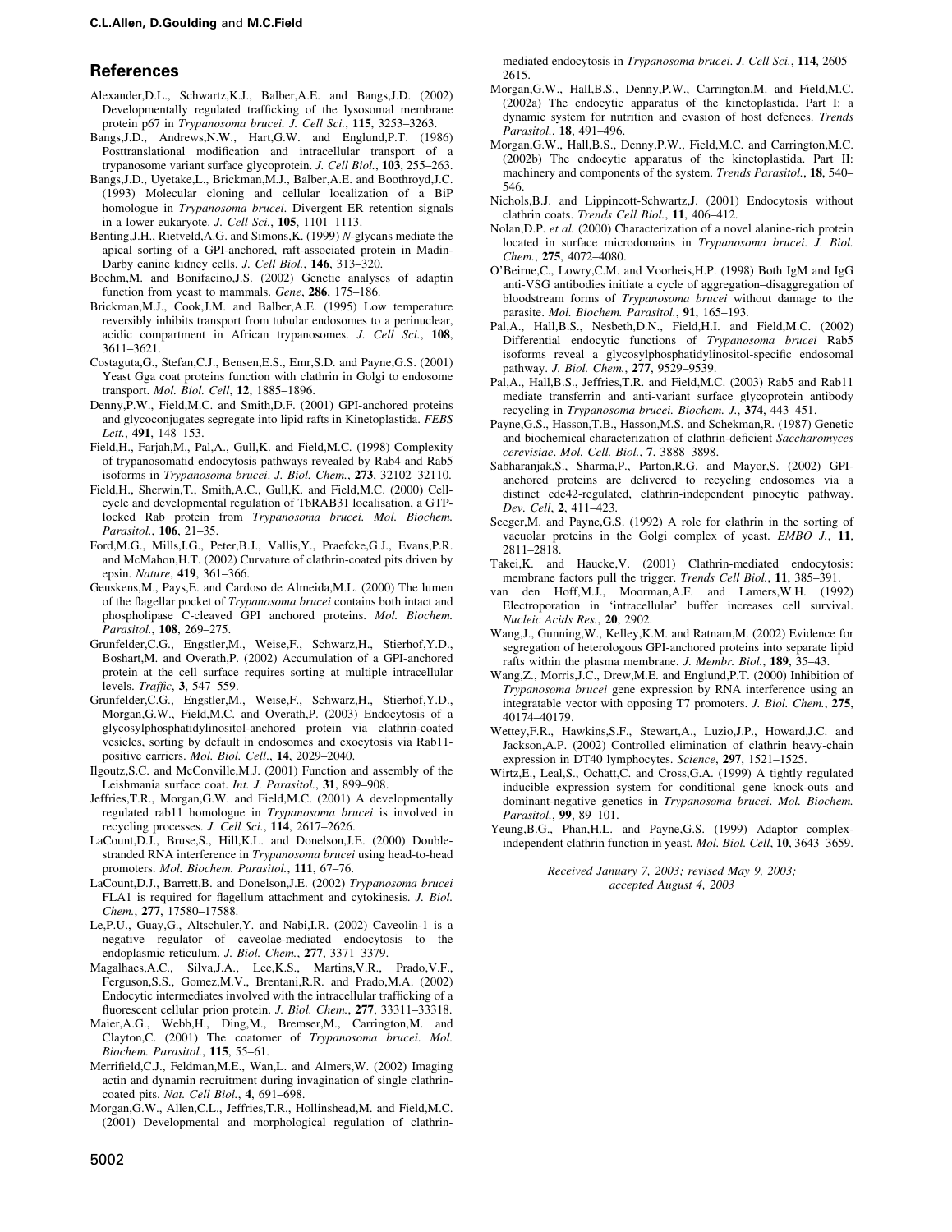## References

Alexander,D.L., Schwartz,K.J., Balber,A.E. and Bangs,J.D. (2002) Developmentally regulated trafficking of the lysosomal membrane protein p67 in *Trypanosoma brucei*. *J. Cell Sci.*, **115**, 3253–3263.

Bangs,J.D., Andrews,N.W., Hart,G.W. and Englund,P.T. (1986) Posttranslational modification and intracellular transport of a trypanosome variant surface glycoprotein. *J. Cell Biol.*, **103**, 255–263.

Bangs,J.D., Uyetake,L., Brickman,M.J., Balber,A.E. and Boothroyd,J.C. (1993) Molecular cloning and cellular localization of a BiP homologue in *Trypanosoma brucei*. Divergent ER retention signals in a lower eukaryote. *J. Cell Sci.*, **105**, 1101–1113.

Benting,J.H., Rietveld,A.G. and Simons,K. (1999) *N*-glycans mediate the apical sorting of a GPI-anchored, raft-associated protein in Madin-Darby canine kidney cells. *J. Cell Biol.*, **146**, 313–320.

Boehm,M. and Bonifacino,J.S. (2002) Genetic analyses of adaptin function from yeast to mammals. *Gene*, **286**, 175–186.

Brickman,M.J., Cook,J.M. and Balber,A.E. (1995) Low temperature reversibly inhibits transport from tubular endosomes to a perinuclear, acidic compartment in African trypanosomes. *J. Cell Sci.*, **108**, 3611–3621.

Costaguta,G., Stefan,C.J., Bensen,E.S., Emr,S.D. and Payne,G.S. (2001) Yeast Gga coat proteins function with clathrin in Golgi to endosome transport. *Mol. Biol. Cell*, **12**, 1885–1896.

Denny,P.W., Field,M.C. and Smith,D.F. (2001) GPI-anchored proteins and glycoconjugates segregate into lipid rafts in Kinetoplastida. *FEBS Lett.*, **491**, 148–153.

Field,H., Farjah,M., Pal,A., Gull,K. and Field,M.C. (1998) Complexity of trypanosomatid endocytosis pathways revealed by Rab4 and Rab5 isoforms in *Trypanosoma brucei*. *J. Biol. Chem.*, **273**, 32102–32110.

Field,H., Sherwin,T., Smith,A.C., Gull,K. and Field,M.C. (2000) Cell-cycle and developmental regulation of TbRAB31 localisation, a GTP-locked Rab protein from *Trypanosoma brucei*. *Mol. Biochem. Parasitol.*, **106**, 21–35.

Ford,M.G., Mills,I.G., Peter,B.J., Vallis,Y., Praefcke,G.J., Evans,P.R. and McMahon,H.T. (2002) Curvature of clathrin-coated pits driven by epsin. *Nature*, **419**, 361–366.

Geuskens,M., Pays,E. and Cardoso de Almeida,M.L. (2000) The lumen of the flagellar pocket of *Trypanosoma brucei* contains both intact and phospholipase C-cleaved GPI anchored proteins. *Mol. Biochem. Parasitol.*, **108**, 269–275.

Grunfelder,C.G., Engstler,M., Weise,F., Schwarz,H., Stierhof,Y.D., Boshart,M. and Overath,P. (2002) Accumulation of a GPI-anchored protein at the cell surface requires sorting at multiple intracellular levels. *Traffic*, **3**, 547–559.

Grunfelder,C.G., Engstler,M., Weise,F., Schwarz,H., Stierhof,Y.D., Morgan,G.W., Field,M.C. and Overath,P. (2003) Endocytosis of a glycosylphosphatidylinositol-anchored protein via clathrin-coated vesicles, sorting by default in endosomes and exocytosis via Rab11-positive carriers. *Mol. Biol. Cell.*, **14**, 2029–2040.

Ilgoutz,S.C. and McConville,M.J. (2001) Function and assembly of the Leishmania surface coat. *Int. J. Parasitol.*, **31**, 899–908.

Jeffries,T.R., Morgan,G.W. and Field,M.C. (2001) A developmentally regulated rab11 homologue in *Trypanosoma brucei* is involved in recycling processes. *J. Cell Sci.*, **114**, 2617–2626.

LaCount,D.J., Bruse,S., Hill,K.L. and Donelson,J.E. (2000) Double-stranded RNA interference in *Trypanosoma brucei* using head-to-head promoters. *Mol. Biochem. Parasitol.*, **111**, 67–76.

LaCount,D.J., Barrett,B. and Donelson,J.E. (2002) *Trypanosoma brucei* FLA1 is required for flagellum attachment and cytokinesis. *J. Biol. Chem.*, **277**, 17580–17588.

Le,P.U., Guay,G., Altschuler,Y. and Nabi,I.R. (2002) Caveolin-1 is a negative regulator of caveolae-mediated endocytosis to the endoplasmic reticulum. *J. Biol. Chem.*, **277**, 3371–3379.

Magalhaes,A.C., Silva,J.A., Lee,K.S., Martins,V.R., Prado,V.F., Ferguson,S.S., Gomez,M.V., Brentani,R.R. and Prado,M.A. (2002) Endocytic intermediates involved with the intracellular trafficking of a fluorescent cellular prion protein. *J. Biol. Chem.*, **277**, 33311–33318.

Maier,A.G., Webb,H., Ding,M., Bremser,M., Carrington,M. and Clayton,C. (2001) The coatomer of *Trypanosoma brucei*. *Mol. Biochem. Parasitol.*, **115**, 55–61.

Merrifield,C.J., Feldman,M.E., Wan,L. and Almers,W. (2002) Imaging actin and dynamin recruitment during invagination of single clathrin-coated pits. *Nat. Cell Biol.*, **4**, 691–698.

Morgan,G.W., Allen,C.L., Jeffries,T.R., Hollinshead,M. and Field,M.C. (2001) Developmental and morphological regulation of clathrin-mediated endocytosis in *Trypanosoma brucei*. *J. Cell Sci.*, **114**, 2605–2615.

Morgan,G.W., Hall,B.S., Denny,P.W., Carrington,M. and Field,M.C. (2002a) The endocytic apparatus of the kinetoplastida. Part I: a dynamic system for nutrition and evasion of host defences. *Trends Parasitol.*, **18**, 491–496.

Morgan,G.W., Hall,B.S., Denny,P.W., Field,M.C. and Carrington,M.C. (2002b) The endocytic apparatus of the kinetoplastida. Part II: machinery and components of the system. *Trends Parasitol.*, **18**, 540–546.

Nichols,B.J. and Lippincott-Schwartz,J. (2001) Endocytosis without clathrin coats. *Trends Cell Biol.*, **11**, 406–412.

Nolan,D.P. *et al.* (2000) Characterization of a novel alanine-rich protein located in surface microdomains in *Trypanosoma brucei*. *J. Biol. Chem.*, **275**, 4072–4080.

O'Beirne,C., Lowry,C.M. and Voorheis,H.P. (1998) Both IgM and IgG anti-VSG antibodies initiate a cycle of aggregation–disaggregation of bloodstream forms of *Trypanosoma brucei* without damage to the parasite. *Mol. Biochem. Parasitol.*, **91**, 165–193.

Pal,A., Hall,B.S., Nesbeth,D.N., Field,H.I. and Field,M.C. (2002) Differential endocytic functions of *Trypanosoma brucei* Rab5 isoforms reveal a glycosylphosphatidylinositol-specific endosomal pathway. *J. Biol. Chem.*, **277**, 9529–9539.

Pal,A., Hall,B.S., Jeffries,T.R. and Field,M.C. (2003) Rab5 and Rab11 mediate transferrin and anti-variant surface glycoprotein antibody recycling in *Trypanosoma brucei*. *Biochem. J.*, **374**, 443–451.

Payne,G.S., Hasson,T.B., Hasson,M.S. and Schekman,R. (1987) Genetic and biochemical characterization of clathrin-deficient *Saccharomyces cerevisiae*. *Mol. Cell. Biol.*, **7**, 3888–3898.

Sabharanjak,S., Sharma,P., Parton,R.G. and Mayor,S. (2002) GPI-anchored proteins are delivered to recycling endosomes via a distinct cdc42-regulated, clathrin-independent pinocytic pathway. *Dev. Cell*, **2**, 411–423.

Seeger,M. and Payne,G.S. (1992) A role for clathrin in the sorting of vacuolar proteins in the Golgi complex of yeast. *EMBO J.*, **11**, 2811–2818.

Takei,K. and Haucke,V. (2001) Clathrin-mediated endocytosis: membrane factors pull the trigger. *Trends Cell Biol.*, **11**, 385–391.

van den Hoff,M.J., Moorman,A.F. and Lamers,W.H. (1992) Electroporation in 'intracellular' buffer increases cell survival. *Nucleic Acids Res.*, **20**, 2902.

Wang,J., Gunning,W., Kelley,K.M. and Ratnam,M. (2002) Evidence for segregation of heterologous GPI-anchored proteins into separate lipid rafts within the plasma membrane. *J. Membr. Biol.*, **189**, 35–43.

Wang,Z., Morris,J.C., Drew,M.E. and Englund,P.T. (2000) Inhibition of *Trypanosoma brucei* gene expression by RNA interference using an integratable vector with opposing T7 promoters. *J. Biol. Chem.*, **275**, 40174–40179.

Wettey,F.R., Hawkins,S.F., Stewart,A., Luzio,J.P., Howard,J.C. and Jackson,A.P. (2002) Controlled elimination of clathrin heavy-chain expression in DT40 lymphocytes. *Science*, **297**, 1521–1525.

Wirtz,E., Leal,S., Ochatt,C. and Cross,G.A. (1999) A tightly regulated inducible expression system for conditional gene knock-outs and dominant-negative genetics in *Trypanosoma brucei*. *Mol. Biochem. Parasitol.*, **99**, 89–101.

Yeung,B.G., Phan,H.L. and Payne,G.S. (1999) Adaptor complex-independent clathrin function in yeast. *Mol. Biol. Cell*, **10**, 3643–3659.

*Received January 7, 2003; revised May 9, 2003; accepted August 4, 2003*